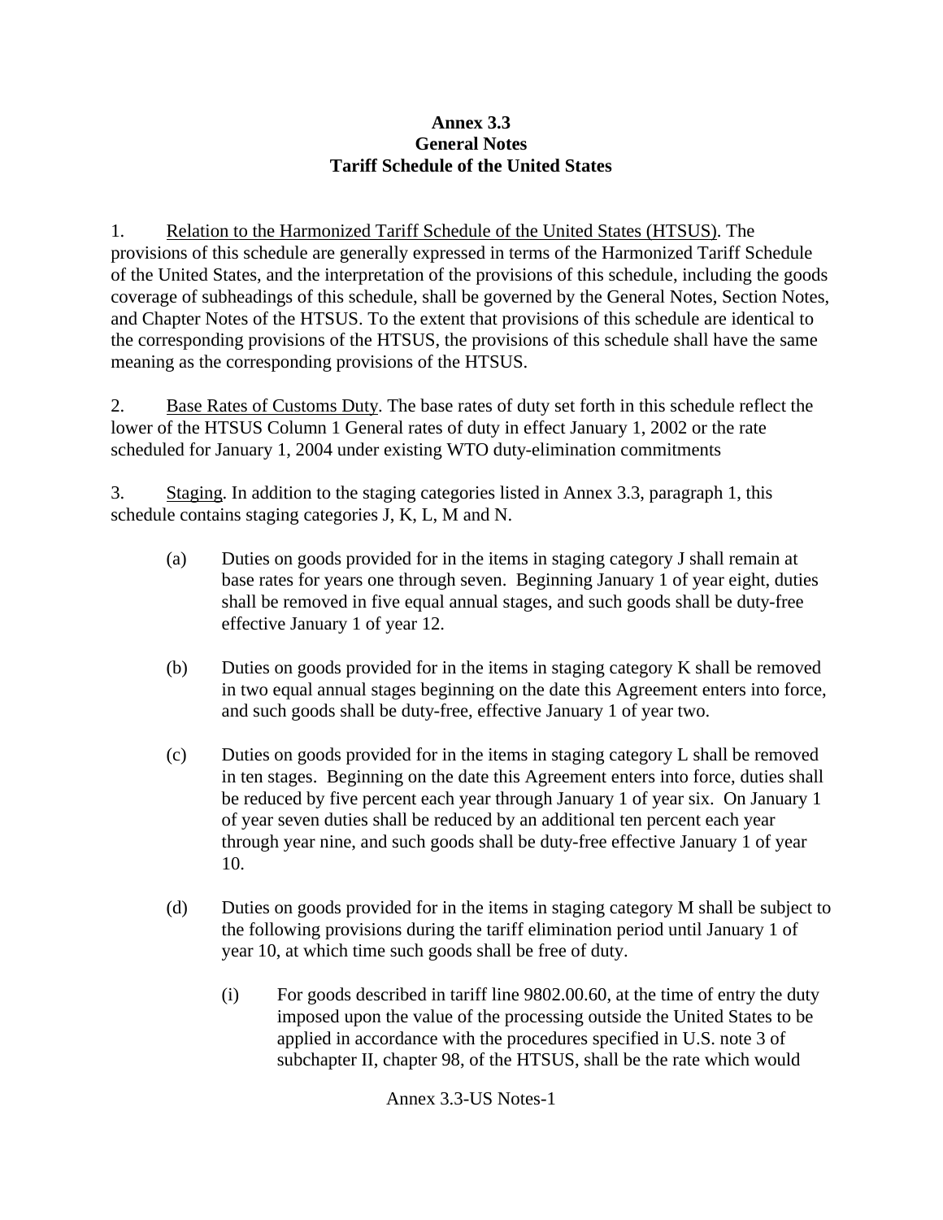**Annex 3.3**
**General Notes**
**Tariff Schedule of the United States**

1. Relation to the Harmonized Tariff Schedule of the United States (HTSUS). The provisions of this schedule are generally expressed in terms of the Harmonized Tariff Schedule of the United States, and the interpretation of the provisions of this schedule, including the goods coverage of subheadings of this schedule, shall be governed by the General Notes, Section Notes, and Chapter Notes of the HTSUS. To the extent that provisions of this schedule are identical to the corresponding provisions of the HTSUS, the provisions of this schedule shall have the same meaning as the corresponding provisions of the HTSUS.

2. Base Rates of Customs Duty. The base rates of duty set forth in this schedule reflect the lower of the HTSUS Column 1 General rates of duty in effect January 1, 2002 or the rate scheduled for January 1, 2004 under existing WTO duty-elimination commitments

3. Staging. In addition to the staging categories listed in Annex 3.3, paragraph 1, this schedule contains staging categories J, K, L, M and N.

   (a) Duties on goods provided for in the items in staging category J shall remain at base rates for years one through seven. Beginning January 1 of year eight, duties shall be removed in five equal annual stages, and such goods shall be duty-free effective January 1 of year 12.

   (b) Duties on goods provided for in the items in staging category K shall be removed in two equal annual stages beginning on the date this Agreement enters into force, and such goods shall be duty-free, effective January 1 of year two.

   (c) Duties on goods provided for in the items in staging category L shall be removed in ten stages. Beginning on the date this Agreement enters into force, duties shall be reduced by five percent each year through January 1 of year six. On January 1 of year seven duties shall be reduced by an additional ten percent each year through year nine, and such goods shall be duty-free effective January 1 of year 10.

   (d) Duties on goods provided for in the items in staging category M shall be subject to the following provisions during the tariff elimination period until January 1 of year 10, at which time such goods shall be free of duty.

      (i) For goods described in tariff line 9802.00.60, at the time of entry the duty imposed upon the value of the processing outside the United States to be applied in accordance with the procedures specified in U.S. note 3 of subchapter II, chapter 98, of the HTSUS, shall be the rate which would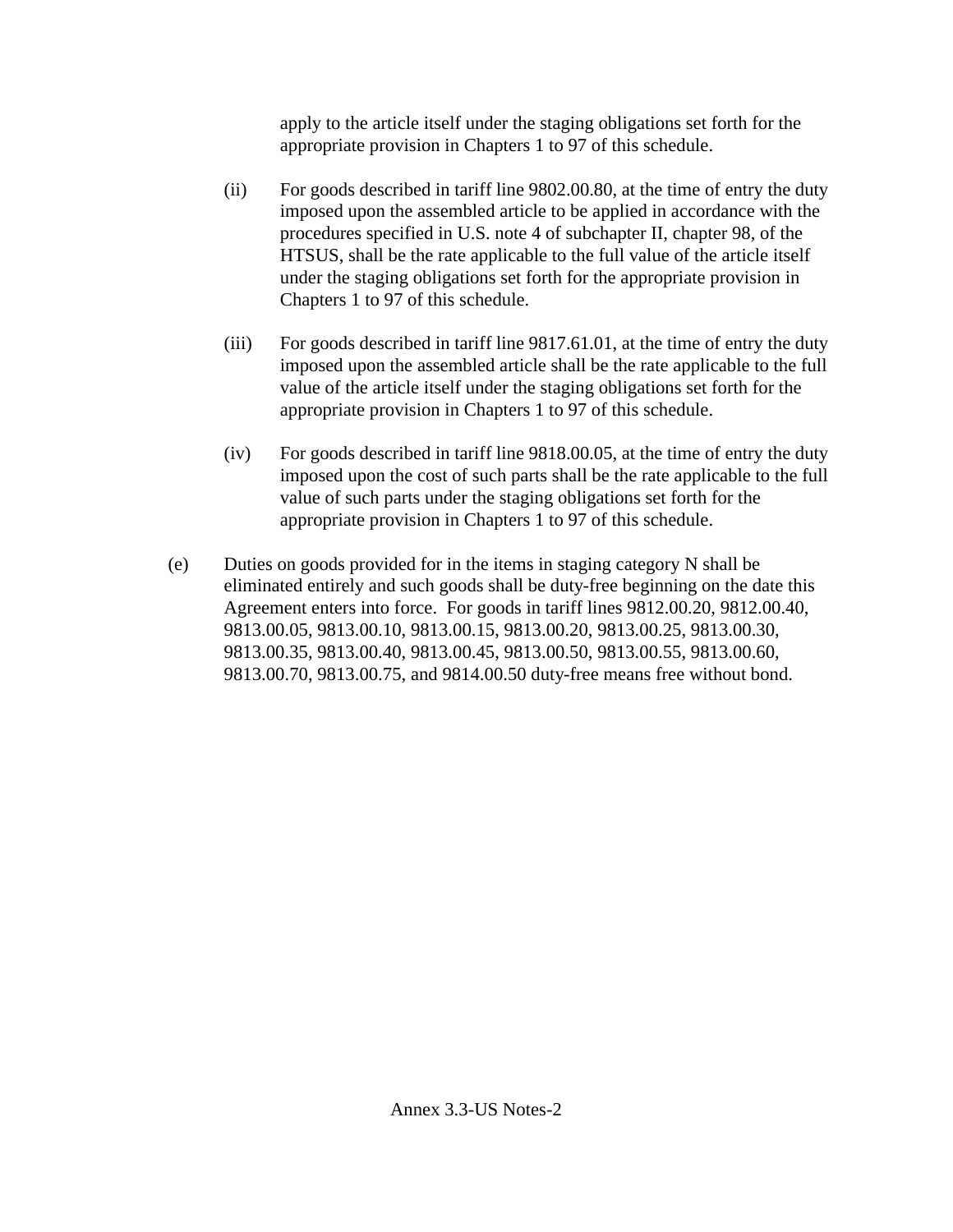apply to the article itself under the staging obligations set forth for the appropriate provision in Chapters 1 to 97 of this schedule.

(ii) For goods described in tariff line 9802.00.80, at the time of entry the duty imposed upon the assembled article to be applied in accordance with the procedures specified in U.S. note 4 of subchapter II, chapter 98, of the HTSUS, shall be the rate applicable to the full value of the article itself under the staging obligations set forth for the appropriate provision in Chapters 1 to 97 of this schedule.

(iii) For goods described in tariff line 9817.61.01, at the time of entry the duty imposed upon the assembled article shall be the rate applicable to the full value of the article itself under the staging obligations set forth for the appropriate provision in Chapters 1 to 97 of this schedule.

(iv) For goods described in tariff line 9818.00.05, at the time of entry the duty imposed upon the cost of such parts shall be the rate applicable to the full value of such parts under the staging obligations set forth for the appropriate provision in Chapters 1 to 97 of this schedule.

(e) Duties on goods provided for in the items in staging category N shall be eliminated entirely and such goods shall be duty-free beginning on the date this Agreement enters into force. For goods in tariff lines 9812.00.20, 9812.00.40, 9813.00.05, 9813.00.10, 9813.00.15, 9813.00.20, 9813.00.25, 9813.00.30, 9813.00.35, 9813.00.40, 9813.00.45, 9813.00.50, 9813.00.55, 9813.00.60, 9813.00.70, 9813.00.75, and 9814.00.50 duty-free means free without bond.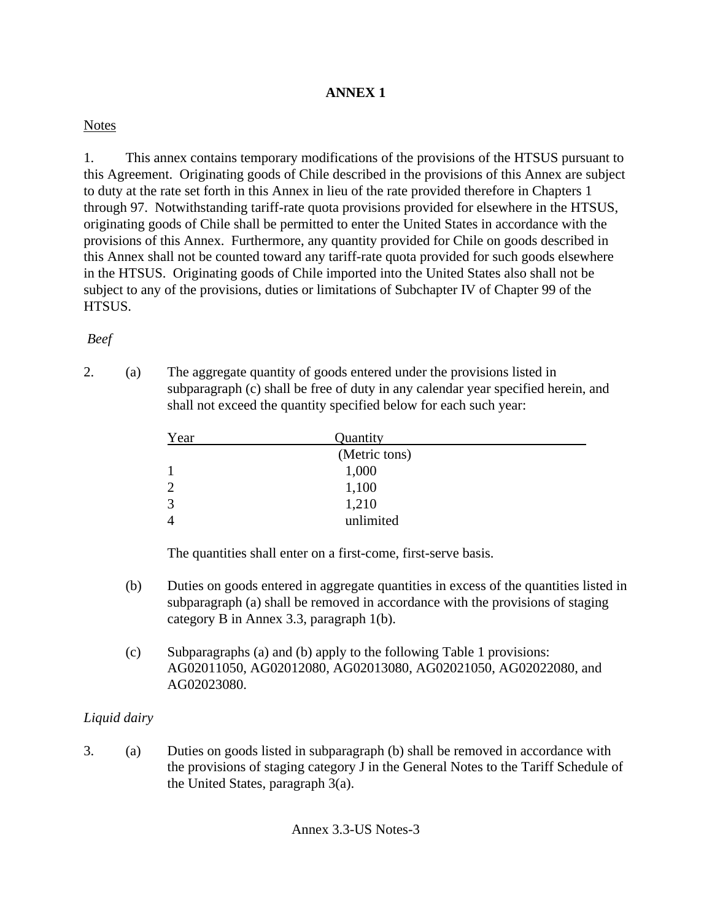**ANNEX 1**

Notes

1. This annex contains temporary modifications of the provisions of the HTSUS pursuant to this Agreement. Originating goods of Chile described in the provisions of this Annex are subject to duty at the rate set forth in this Annex in lieu of the rate provided therefore in Chapters 1 through 97. Notwithstanding tariff-rate quota provisions provided for elsewhere in the HTSUS, originating goods of Chile shall be permitted to enter the United States in accordance with the provisions of this Annex. Furthermore, any quantity provided for Chile on goods described in this Annex shall not be counted toward any tariff-rate quota provided for such goods elsewhere in the HTSUS. Originating goods of Chile imported into the United States also shall not be subject to any of the provisions, duties or limitations of Subchapter IV of Chapter 99 of the HTSUS.

*Beef*

2. (a) The aggregate quantity of goods entered under the provisions listed in subparagraph (c) shall be free of duty in any calendar year specified herein, and shall not exceed the quantity specified below for each such year:

| Year | Quantity<br>(Metric tons) |
|---|---|
| 1 | 1,000 |
| 2 | 1,100 |
| 3 | 1,210 |
| 4 | unlimited |

The quantities shall enter on a first-come, first-serve basis.

(b) Duties on goods entered in aggregate quantities in excess of the quantities listed in subparagraph (a) shall be removed in accordance with the provisions of staging category B in Annex 3.3, paragraph 1(b).

(c) Subparagraphs (a) and (b) apply to the following Table 1 provisions: AG02011050, AG02012080, AG02013080, AG02021050, AG02022080, and AG02023080.

*Liquid dairy*

3. (a) Duties on goods listed in subparagraph (b) shall be removed in accordance with the provisions of staging category J in the General Notes to the Tariff Schedule of the United States, paragraph 3(a).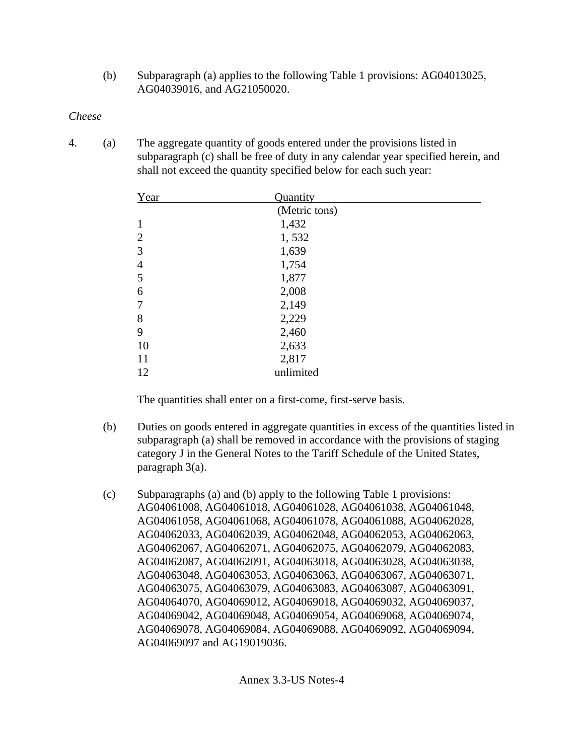(b) Subparagraph (a) applies to the following Table 1 provisions: AG04013025, AG04039016, and AG21050020.

*Cheese*

4. (a) The aggregate quantity of goods entered under the provisions listed in subparagraph (c) shall be free of duty in any calendar year specified herein, and shall not exceed the quantity specified below for each such year:

| Year | Quantity |
|---|---|
| | (Metric tons) |
| 1 | 1,432 |
| 2 | 1, 532 |
| 3 | 1,639 |
| 4 | 1,754 |
| 5 | 1,877 |
| 6 | 2,008 |
| 7 | 2,149 |
| 8 | 2,229 |
| 9 | 2,460 |
| 10 | 2,633 |
| 11 | 2,817 |
| 12 | unlimited |

The quantities shall enter on a first-come, first-serve basis.

(b) Duties on goods entered in aggregate quantities in excess of the quantities listed in subparagraph (a) shall be removed in accordance with the provisions of staging category J in the General Notes to the Tariff Schedule of the United States, paragraph 3(a).

(c) Subparagraphs (a) and (b) apply to the following Table 1 provisions: AG04061008, AG04061018, AG04061028, AG04061038, AG04061048, AG04061058, AG04061068, AG04061078, AG04061088, AG04062028, AG04062033, AG04062039, AG04062048, AG04062053, AG04062063, AG04062067, AG04062071, AG04062075, AG04062079, AG04062083, AG04062087, AG04062091, AG04063018, AG04063028, AG04063038, AG04063048, AG04063053, AG04063063, AG04063067, AG04063071, AG04063075, AG04063079, AG04063083, AG04063087, AG04063091, AG04064070, AG04069012, AG04069018, AG04069032, AG04069037, AG04069042, AG04069048, AG04069054, AG04069068, AG04069074, AG04069078, AG04069084, AG04069088, AG04069092, AG04069094, AG04069097 and AG19019036.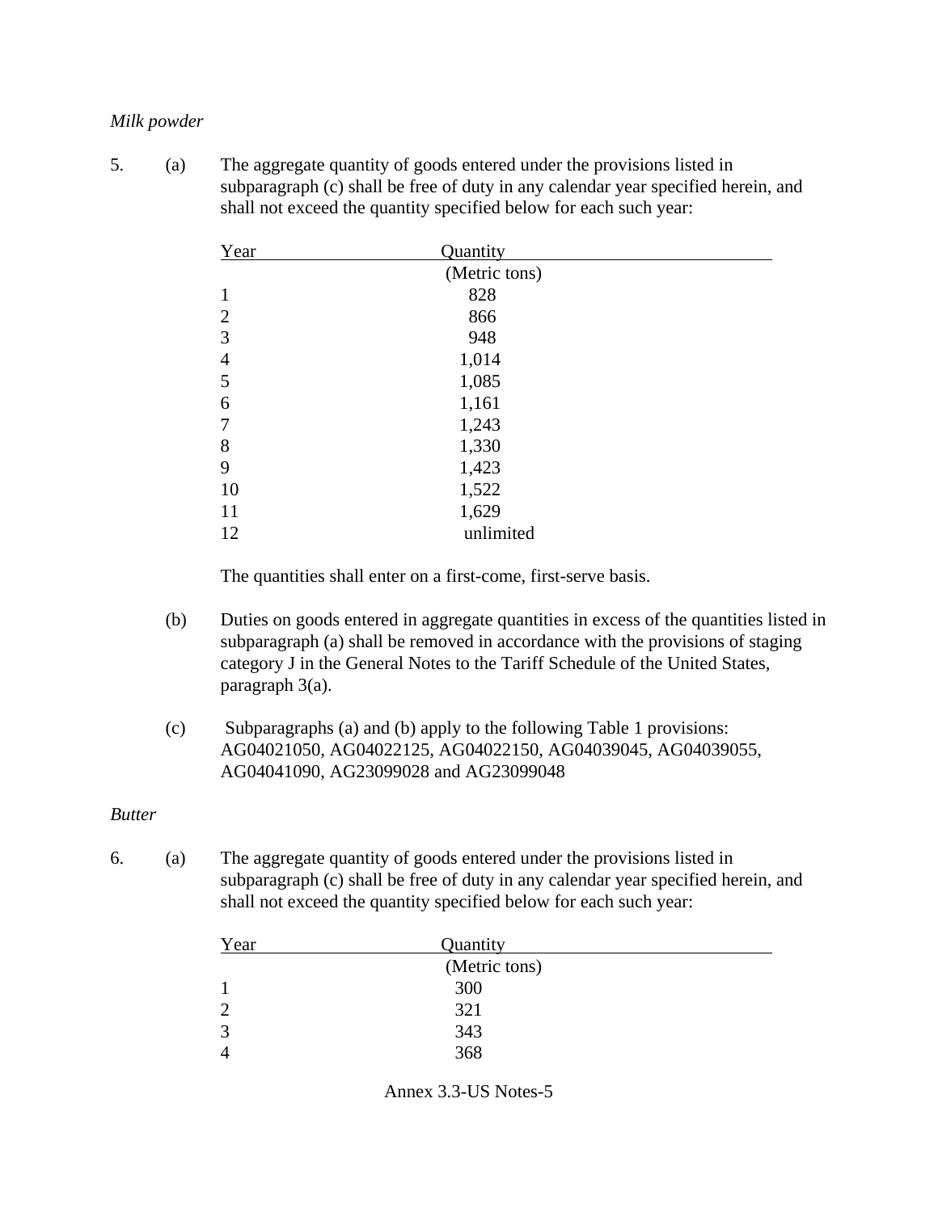*Milk powder*

5. (a) The aggregate quantity of goods entered under the provisions listed in subparagraph (c) shall be free of duty in any calendar year specified herein, and shall not exceed the quantity specified below for each such year:

| Year | Quantity |
|---|---|
| | (Metric tons) |
| 1 | 828 |
| 2 | 866 |
| 3 | 948 |
| 4 | 1,014 |
| 5 | 1,085 |
| 6 | 1,161 |
| 7 | 1,243 |
| 8 | 1,330 |
| 9 | 1,423 |
| 10 | 1,522 |
| 11 | 1,629 |
| 12 | unlimited |

The quantities shall enter on a first-come, first-serve basis.

(b) Duties on goods entered in aggregate quantities in excess of the quantities listed in subparagraph (a) shall be removed in accordance with the provisions of staging category J in the General Notes to the Tariff Schedule of the United States, paragraph 3(a).

(c) Subparagraphs (a) and (b) apply to the following Table 1 provisions: AG04021050, AG04022125, AG04022150, AG04039045, AG04039055, AG04041090, AG23099028 and AG23099048

*Butter*

6. (a) The aggregate quantity of goods entered under the provisions listed in subparagraph (c) shall be free of duty in any calendar year specified herein, and shall not exceed the quantity specified below for each such year:

| Year | Quantity |
|---|---|
| | (Metric tons) |
| 1 | 300 |
| 2 | 321 |
| 3 | 343 |
| 4 | 368 |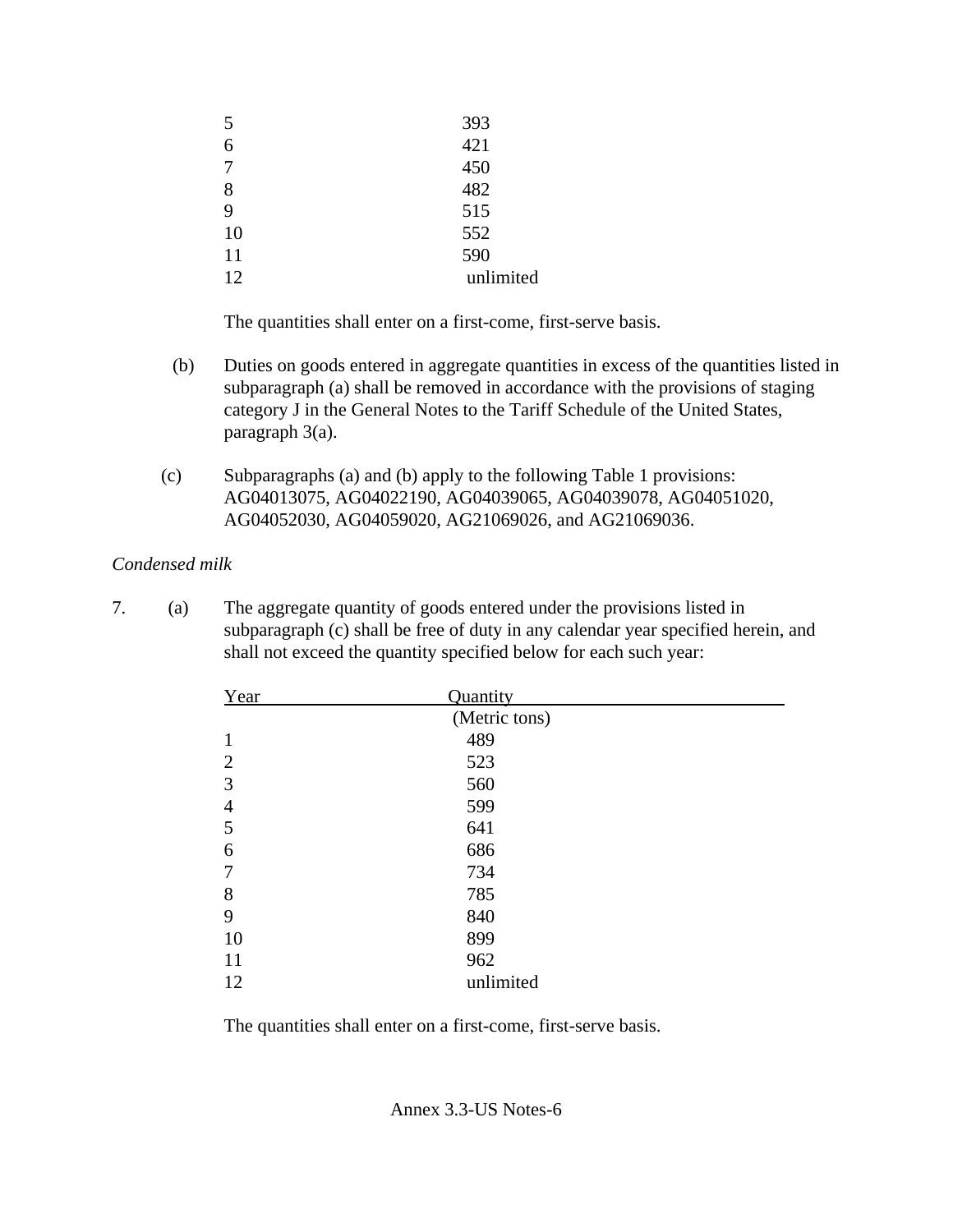| Year | Quantity |
|---|---|
| 5 | 393 |
| 6 | 421 |
| 7 | 450 |
| 8 | 482 |
| 9 | 515 |
| 10 | 552 |
| 11 | 590 |
| 12 | unlimited |

The quantities shall enter on a first-come, first-serve basis.

(b) Duties on goods entered in aggregate quantities in excess of the quantities listed in subparagraph (a) shall be removed in accordance with the provisions of staging category J in the General Notes to the Tariff Schedule of the United States, paragraph 3(a).

(c) Subparagraphs (a) and (b) apply to the following Table 1 provisions: AG04013075, AG04022190, AG04039065, AG04039078, AG04051020, AG04052030, AG04059020, AG21069026, and AG21069036.

*Condensed milk*

7. (a) The aggregate quantity of goods entered under the provisions listed in subparagraph (c) shall be free of duty in any calendar year specified herein, and shall not exceed the quantity specified below for each such year:

| Year | Quantity (Metric tons) |
|---|---|
| 1 | 489 |
| 2 | 523 |
| 3 | 560 |
| 4 | 599 |
| 5 | 641 |
| 6 | 686 |
| 7 | 734 |
| 8 | 785 |
| 9 | 840 |
| 10 | 899 |
| 11 | 962 |
| 12 | unlimited |

The quantities shall enter on a first-come, first-serve basis.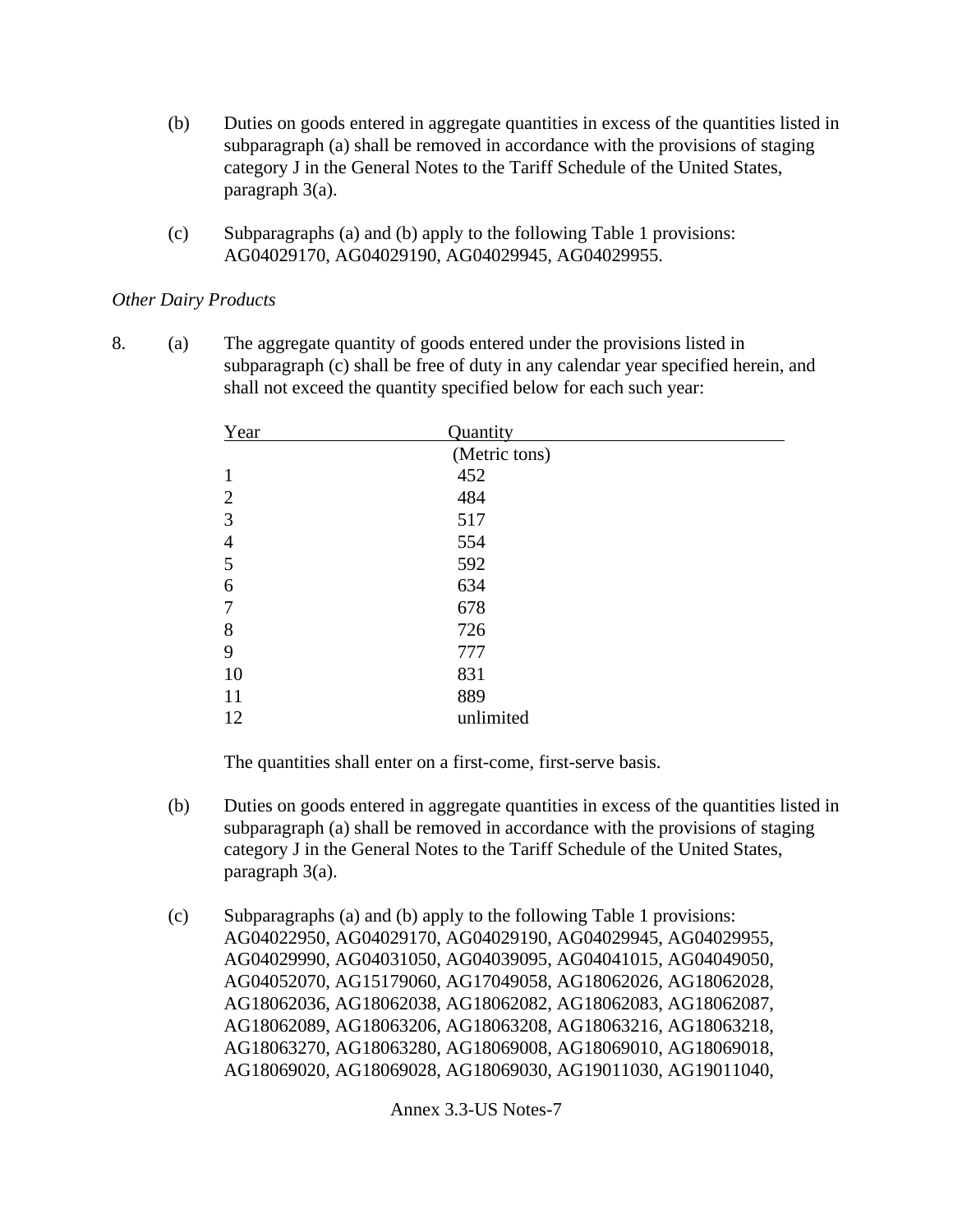(b) Duties on goods entered in aggregate quantities in excess of the quantities listed in subparagraph (a) shall be removed in accordance with the provisions of staging category J in the General Notes to the Tariff Schedule of the United States, paragraph 3(a).

(c) Subparagraphs (a) and (b) apply to the following Table 1 provisions: AG04029170, AG04029190, AG04029945, AG04029955.

*Other Dairy Products*

8. (a) The aggregate quantity of goods entered under the provisions listed in subparagraph (c) shall be free of duty in any calendar year specified herein, and shall not exceed the quantity specified below for each such year:

| Year | Quantity |
| --- | --- |
| | (Metric tons) |
| 1 | 452 |
| 2 | 484 |
| 3 | 517 |
| 4 | 554 |
| 5 | 592 |
| 6 | 634 |
| 7 | 678 |
| 8 | 726 |
| 9 | 777 |
| 10 | 831 |
| 11 | 889 |
| 12 | unlimited |

The quantities shall enter on a first-come, first-serve basis.

(b) Duties on goods entered in aggregate quantities in excess of the quantities listed in subparagraph (a) shall be removed in accordance with the provisions of staging category J in the General Notes to the Tariff Schedule of the United States, paragraph 3(a).

(c) Subparagraphs (a) and (b) apply to the following Table 1 provisions: AG04022950, AG04029170, AG04029190, AG04029945, AG04029955, AG04029990, AG04031050, AG04039095, AG04041015, AG04049050, AG04052070, AG15179060, AG17049058, AG18062026, AG18062028, AG18062036, AG18062038, AG18062082, AG18062083, AG18062087, AG18062089, AG18063206, AG18063208, AG18063216, AG18063218, AG18063270, AG18063280, AG18069008, AG18069010, AG18069018, AG18069020, AG18069028, AG18069030, AG19011030, AG19011040,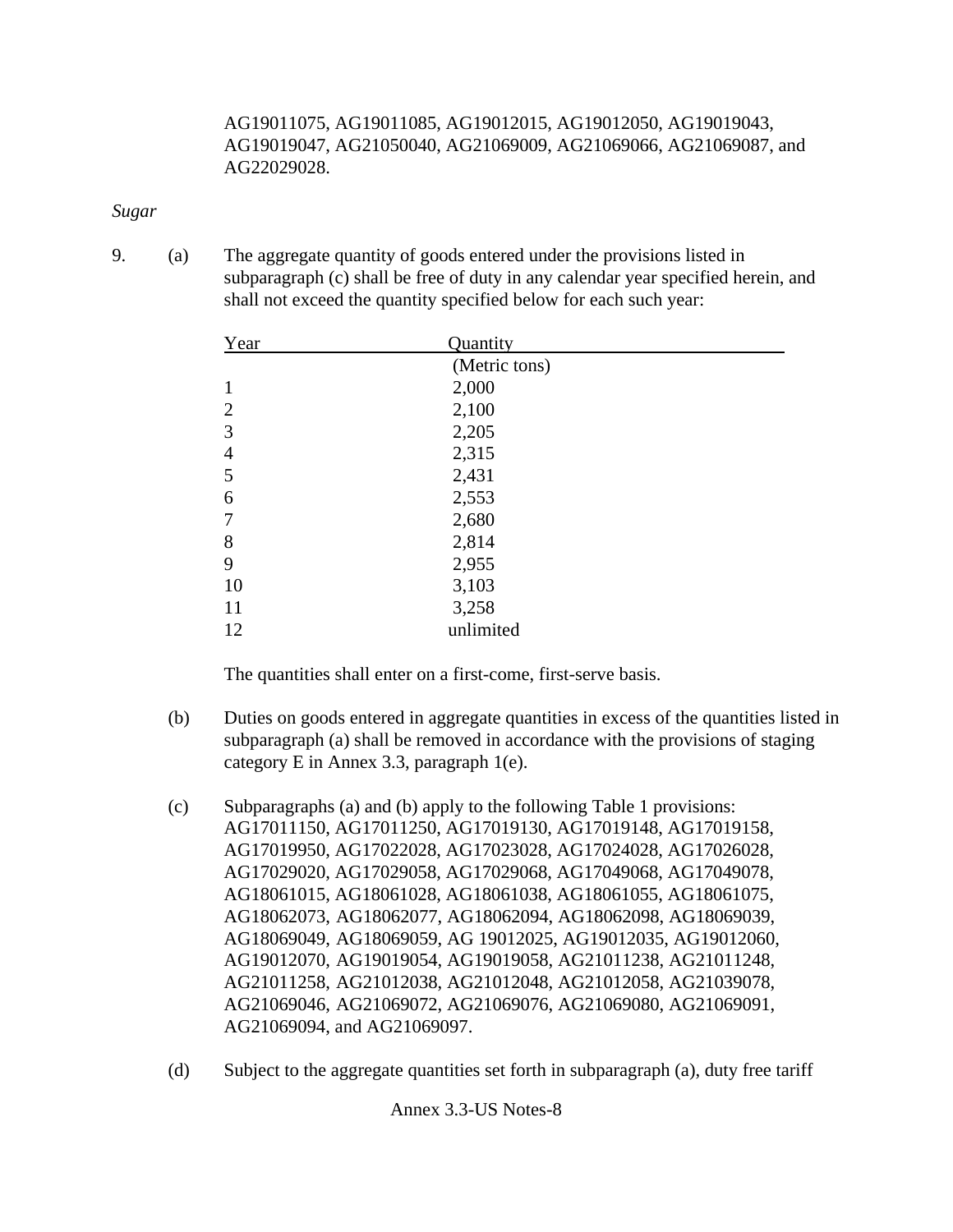AG19011075, AG19011085, AG19012015, AG19012050, AG19019043, AG19019047, AG21050040, AG21069009, AG21069066, AG21069087, and AG22029028.

*Sugar*

9. (a) The aggregate quantity of goods entered under the provisions listed in subparagraph (c) shall be free of duty in any calendar year specified herein, and shall not exceed the quantity specified below for each such year:

| Year | Quantity (Metric tons) |
|---|---|
| 1 | 2,000 |
| 2 | 2,100 |
| 3 | 2,205 |
| 4 | 2,315 |
| 5 | 2,431 |
| 6 | 2,553 |
| 7 | 2,680 |
| 8 | 2,814 |
| 9 | 2,955 |
| 10 | 3,103 |
| 11 | 3,258 |
| 12 | unlimited |

The quantities shall enter on a first-come, first-serve basis.

(b) Duties on goods entered in aggregate quantities in excess of the quantities listed in subparagraph (a) shall be removed in accordance with the provisions of staging category E in Annex 3.3, paragraph 1(e).

(c) Subparagraphs (a) and (b) apply to the following Table 1 provisions: AG17011150, AG17011250, AG17019130, AG17019148, AG17019158, AG17019950, AG17022028, AG17023028, AG17024028, AG17026028, AG17029020, AG17029058, AG17029068, AG17049068, AG17049078, AG18061015, AG18061028, AG18061038, AG18061055, AG18061075, AG18062073, AG18062077, AG18062094, AG18062098, AG18069039, AG18069049, AG18069059, AG 19012025, AG19012035, AG19012060, AG19012070, AG19019054, AG19019058, AG21011238, AG21011248, AG21011258, AG21012038, AG21012048, AG21012058, AG21039078, AG21069046, AG21069072, AG21069076, AG21069080, AG21069091, AG21069094, and AG21069097.

(d) Subject to the aggregate quantities set forth in subparagraph (a), duty free tariff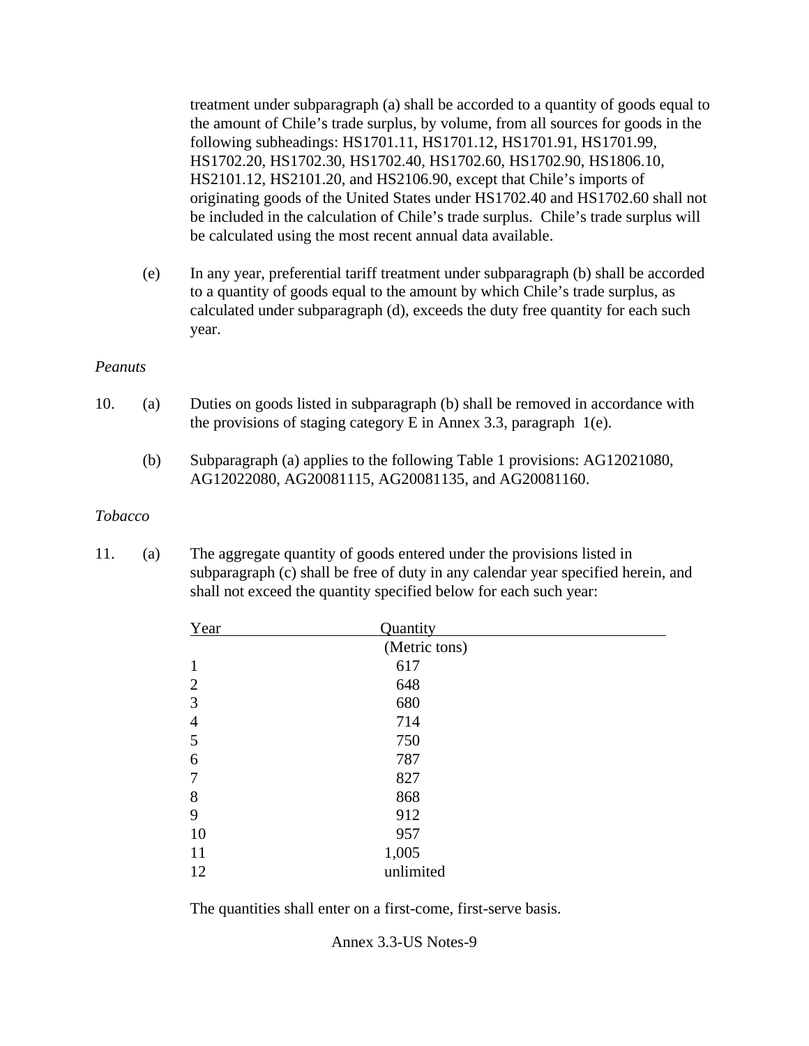treatment under subparagraph (a) shall be accorded to a quantity of goods equal to the amount of Chile's trade surplus, by volume, from all sources for goods in the following subheadings: HS1701.11, HS1701.12, HS1701.91, HS1701.99, HS1702.20, HS1702.30, HS1702.40, HS1702.60, HS1702.90, HS1806.10, HS2101.12, HS2101.20, and HS2106.90, except that Chile's imports of originating goods of the United States under HS1702.40 and HS1702.60 shall not be included in the calculation of Chile's trade surplus. Chile's trade surplus will be calculated using the most recent annual data available.

(e) In any year, preferential tariff treatment under subparagraph (b) shall be accorded to a quantity of goods equal to the amount by which Chile's trade surplus, as calculated under subparagraph (d), exceeds the duty free quantity for each such year.

*Peanuts*

10. (a) Duties on goods listed in subparagraph (b) shall be removed in accordance with the provisions of staging category E in Annex 3.3, paragraph 1(e).

(b) Subparagraph (a) applies to the following Table 1 provisions: AG12021080, AG12022080, AG20081115, AG20081135, and AG20081160.

*Tobacco*

11. (a) The aggregate quantity of goods entered under the provisions listed in subparagraph (c) shall be free of duty in any calendar year specified herein, and shall not exceed the quantity specified below for each such year:

| Year | Quantity (Metric tons) |
|---|---|
| 1 | 617 |
| 2 | 648 |
| 3 | 680 |
| 4 | 714 |
| 5 | 750 |
| 6 | 787 |
| 7 | 827 |
| 8 | 868 |
| 9 | 912 |
| 10 | 957 |
| 11 | 1,005 |
| 12 | unlimited |

The quantities shall enter on a first-come, first-serve basis.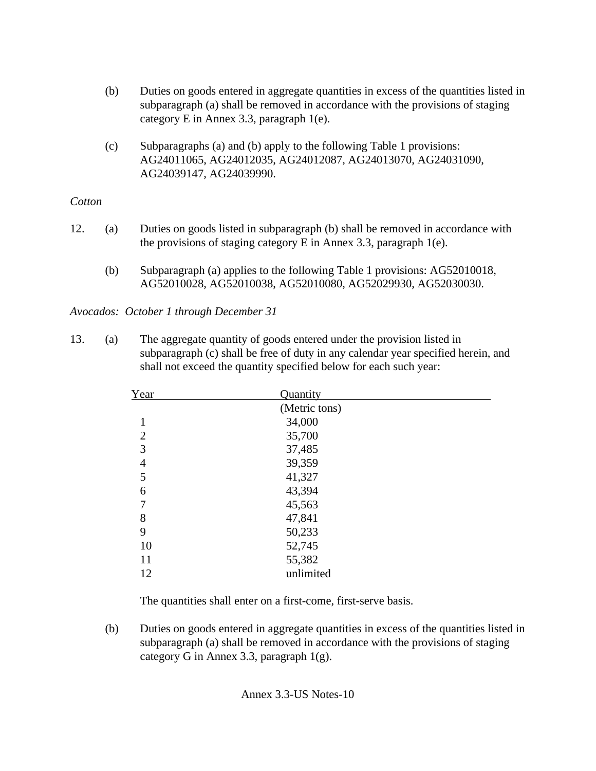(b) Duties on goods entered in aggregate quantities in excess of the quantities listed in subparagraph (a) shall be removed in accordance with the provisions of staging category E in Annex 3.3, paragraph 1(e).

(c) Subparagraphs (a) and (b) apply to the following Table 1 provisions: AG24011065, AG24012035, AG24012087, AG24013070, AG24031090, AG24039147, AG24039990.

*Cotton*

12. (a) Duties on goods listed in subparagraph (b) shall be removed in accordance with the provisions of staging category E in Annex 3.3, paragraph 1(e).

(b) Subparagraph (a) applies to the following Table 1 provisions: AG52010018, AG52010028, AG52010038, AG52010080, AG52029930, AG52030030.

*Avocados: October 1 through December 31*

13. (a) The aggregate quantity of goods entered under the provision listed in subparagraph (c) shall be free of duty in any calendar year specified herein, and shall not exceed the quantity specified below for each such year:

| Year | Quantity (Metric tons) |
|---|---|
| 1 | 34,000 |
| 2 | 35,700 |
| 3 | 37,485 |
| 4 | 39,359 |
| 5 | 41,327 |
| 6 | 43,394 |
| 7 | 45,563 |
| 8 | 47,841 |
| 9 | 50,233 |
| 10 | 52,745 |
| 11 | 55,382 |
| 12 | unlimited |

The quantities shall enter on a first-come, first-serve basis.

(b) Duties on goods entered in aggregate quantities in excess of the quantities listed in subparagraph (a) shall be removed in accordance with the provisions of staging category G in Annex 3.3, paragraph 1(g).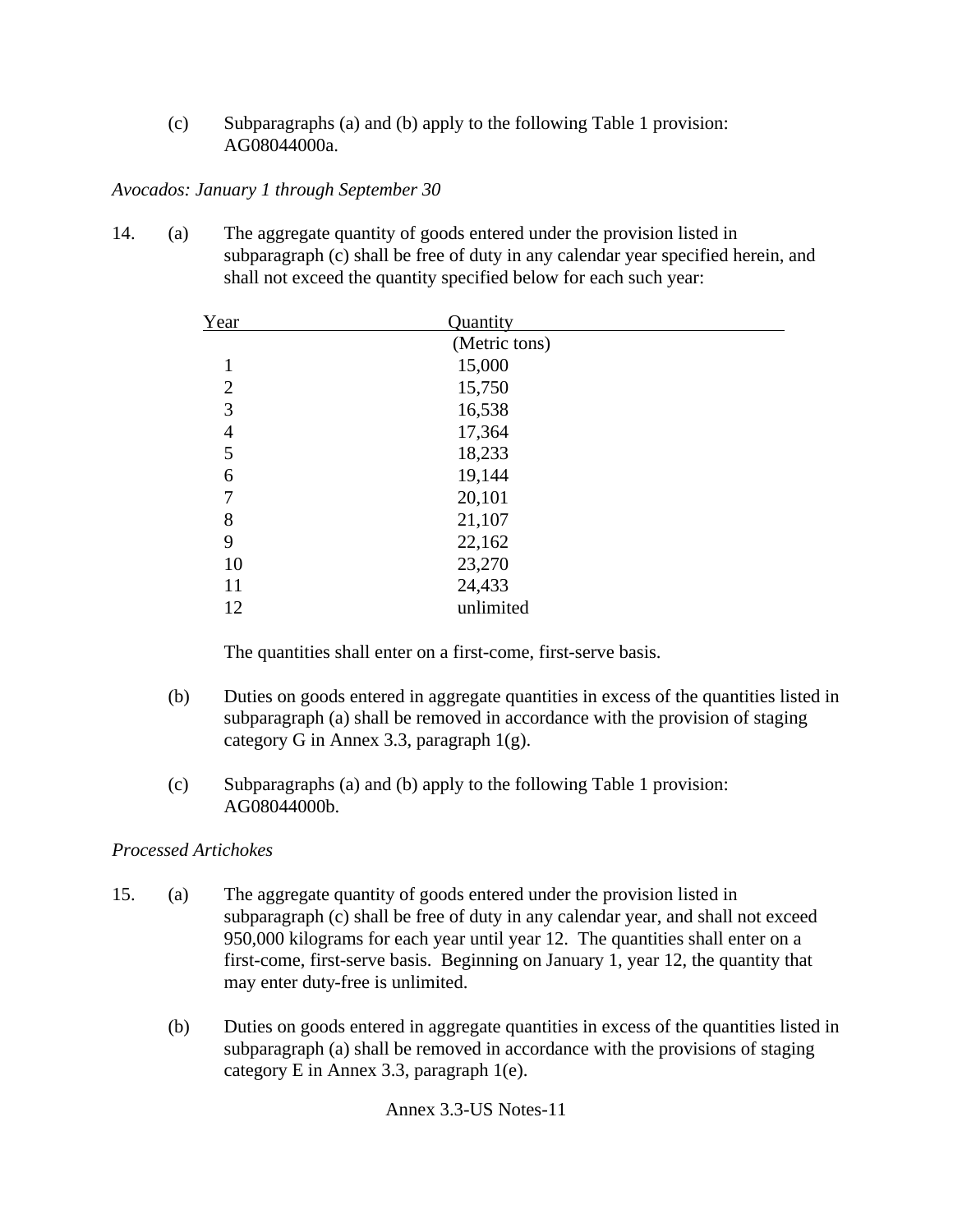(c) Subparagraphs (a) and (b) apply to the following Table 1 provision: AG08044000a.

*Avocados: January 1 through September 30*

14. (a) The aggregate quantity of goods entered under the provision listed in subparagraph (c) shall be free of duty in any calendar year specified herein, and shall not exceed the quantity specified below for each such year:

| Year | Quantity (Metric tons) |
|---|---|
| 1 | 15,000 |
| 2 | 15,750 |
| 3 | 16,538 |
| 4 | 17,364 |
| 5 | 18,233 |
| 6 | 19,144 |
| 7 | 20,101 |
| 8 | 21,107 |
| 9 | 22,162 |
| 10 | 23,270 |
| 11 | 24,433 |
| 12 | unlimited |

The quantities shall enter on a first-come, first-serve basis.

(b) Duties on goods entered in aggregate quantities in excess of the quantities listed in subparagraph (a) shall be removed in accordance with the provision of staging category G in Annex 3.3, paragraph 1(g).

(c) Subparagraphs (a) and (b) apply to the following Table 1 provision: AG08044000b.

*Processed Artichokes*

15. (a) The aggregate quantity of goods entered under the provision listed in subparagraph (c) shall be free of duty in any calendar year, and shall not exceed 950,000 kilograms for each year until year 12. The quantities shall enter on a first-come, first-serve basis. Beginning on January 1, year 12, the quantity that may enter duty-free is unlimited.

(b) Duties on goods entered in aggregate quantities in excess of the quantities listed in subparagraph (a) shall be removed in accordance with the provisions of staging category E in Annex 3.3, paragraph 1(e).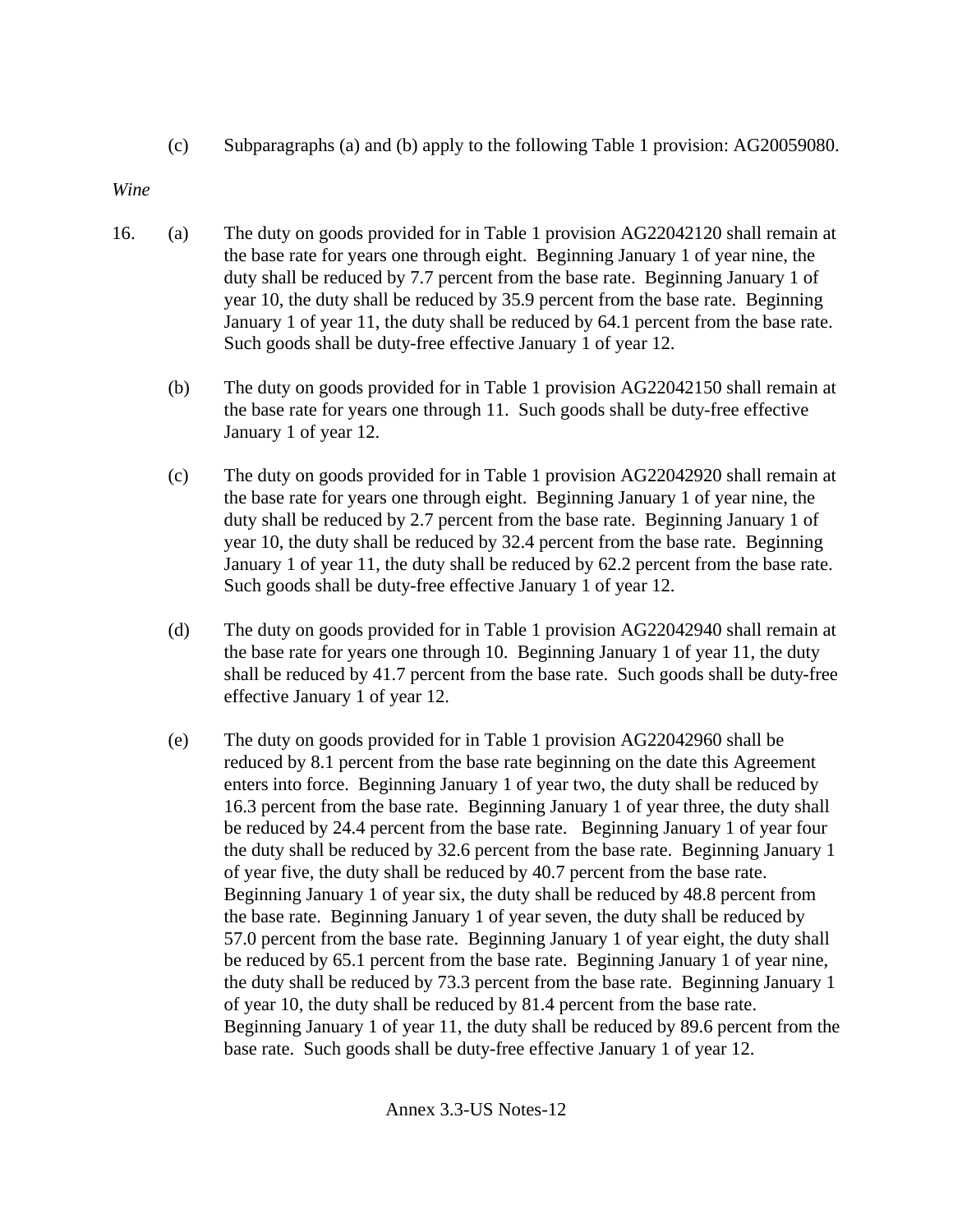(c) Subparagraphs (a) and (b) apply to the following Table 1 provision: AG20059080.

*Wine*

16. (a) The duty on goods provided for in Table 1 provision AG22042120 shall remain at the base rate for years one through eight. Beginning January 1 of year nine, the duty shall be reduced by 7.7 percent from the base rate. Beginning January 1 of year 10, the duty shall be reduced by 35.9 percent from the base rate. Beginning January 1 of year 11, the duty shall be reduced by 64.1 percent from the base rate. Such goods shall be duty-free effective January 1 of year 12.

    (b) The duty on goods provided for in Table 1 provision AG22042150 shall remain at the base rate for years one through 11. Such goods shall be duty-free effective January 1 of year 12.

    (c) The duty on goods provided for in Table 1 provision AG22042920 shall remain at the base rate for years one through eight. Beginning January 1 of year nine, the duty shall be reduced by 2.7 percent from the base rate. Beginning January 1 of year 10, the duty shall be reduced by 32.4 percent from the base rate. Beginning January 1 of year 11, the duty shall be reduced by 62.2 percent from the base rate. Such goods shall be duty-free effective January 1 of year 12.

    (d) The duty on goods provided for in Table 1 provision AG22042940 shall remain at the base rate for years one through 10. Beginning January 1 of year 11, the duty shall be reduced by 41.7 percent from the base rate. Such goods shall be duty-free effective January 1 of year 12.

    (e) The duty on goods provided for in Table 1 provision AG22042960 shall be reduced by 8.1 percent from the base rate beginning on the date this Agreement enters into force. Beginning January 1 of year two, the duty shall be reduced by 16.3 percent from the base rate. Beginning January 1 of year three, the duty shall be reduced by 24.4 percent from the base rate. Beginning January 1 of year four the duty shall be reduced by 32.6 percent from the base rate. Beginning January 1 of year five, the duty shall be reduced by 40.7 percent from the base rate. Beginning January 1 of year six, the duty shall be reduced by 48.8 percent from the base rate. Beginning January 1 of year seven, the duty shall be reduced by 57.0 percent from the base rate. Beginning January 1 of year eight, the duty shall be reduced by 65.1 percent from the base rate. Beginning January 1 of year nine, the duty shall be reduced by 73.3 percent from the base rate. Beginning January 1 of year 10, the duty shall be reduced by 81.4 percent from the base rate. Beginning January 1 of year 11, the duty shall be reduced by 89.6 percent from the base rate. Such goods shall be duty-free effective January 1 of year 12.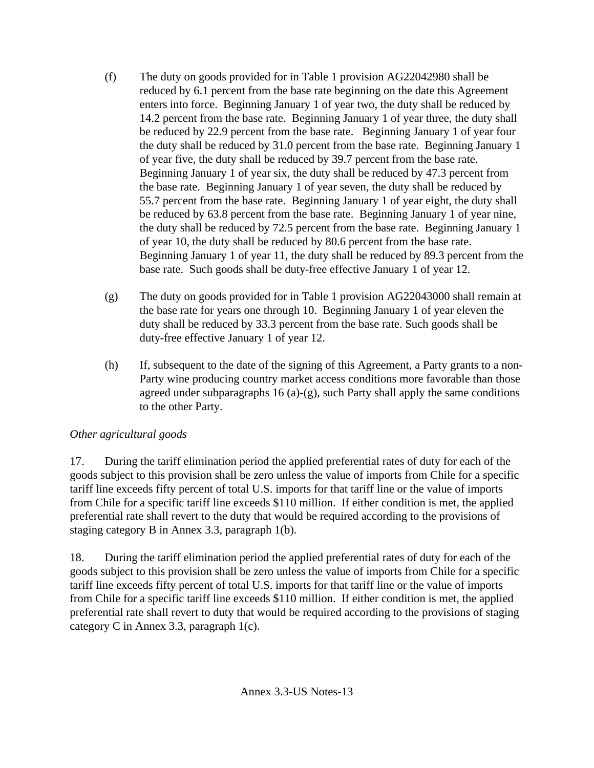(f) The duty on goods provided for in Table 1 provision AG22042980 shall be reduced by 6.1 percent from the base rate beginning on the date this Agreement enters into force. Beginning January 1 of year two, the duty shall be reduced by 14.2 percent from the base rate. Beginning January 1 of year three, the duty shall be reduced by 22.9 percent from the base rate. Beginning January 1 of year four the duty shall be reduced by 31.0 percent from the base rate. Beginning January 1 of year five, the duty shall be reduced by 39.7 percent from the base rate. Beginning January 1 of year six, the duty shall be reduced by 47.3 percent from the base rate. Beginning January 1 of year seven, the duty shall be reduced by 55.7 percent from the base rate. Beginning January 1 of year eight, the duty shall be reduced by 63.8 percent from the base rate. Beginning January 1 of year nine, the duty shall be reduced by 72.5 percent from the base rate. Beginning January 1 of year 10, the duty shall be reduced by 80.6 percent from the base rate. Beginning January 1 of year 11, the duty shall be reduced by 89.3 percent from the base rate. Such goods shall be duty-free effective January 1 of year 12.

(g) The duty on goods provided for in Table 1 provision AG22043000 shall remain at the base rate for years one through 10. Beginning January 1 of year eleven the duty shall be reduced by 33.3 percent from the base rate. Such goods shall be duty-free effective January 1 of year 12.

(h) If, subsequent to the date of the signing of this Agreement, a Party grants to a non-Party wine producing country market access conditions more favorable than those agreed under subparagraphs 16 (a)-(g), such Party shall apply the same conditions to the other Party.

*Other agricultural goods*

17. During the tariff elimination period the applied preferential rates of duty for each of the goods subject to this provision shall be zero unless the value of imports from Chile for a specific tariff line exceeds fifty percent of total U.S. imports for that tariff line or the value of imports from Chile for a specific tariff line exceeds $110 million. If either condition is met, the applied preferential rate shall revert to the duty that would be required according to the provisions of staging category B in Annex 3.3, paragraph 1(b).

18. During the tariff elimination period the applied preferential rates of duty for each of the goods subject to this provision shall be zero unless the value of imports from Chile for a specific tariff line exceeds fifty percent of total U.S. imports for that tariff line or the value of imports from Chile for a specific tariff line exceeds $110 million. If either condition is met, the applied preferential rate shall revert to duty that would be required according to the provisions of staging category C in Annex 3.3, paragraph 1(c).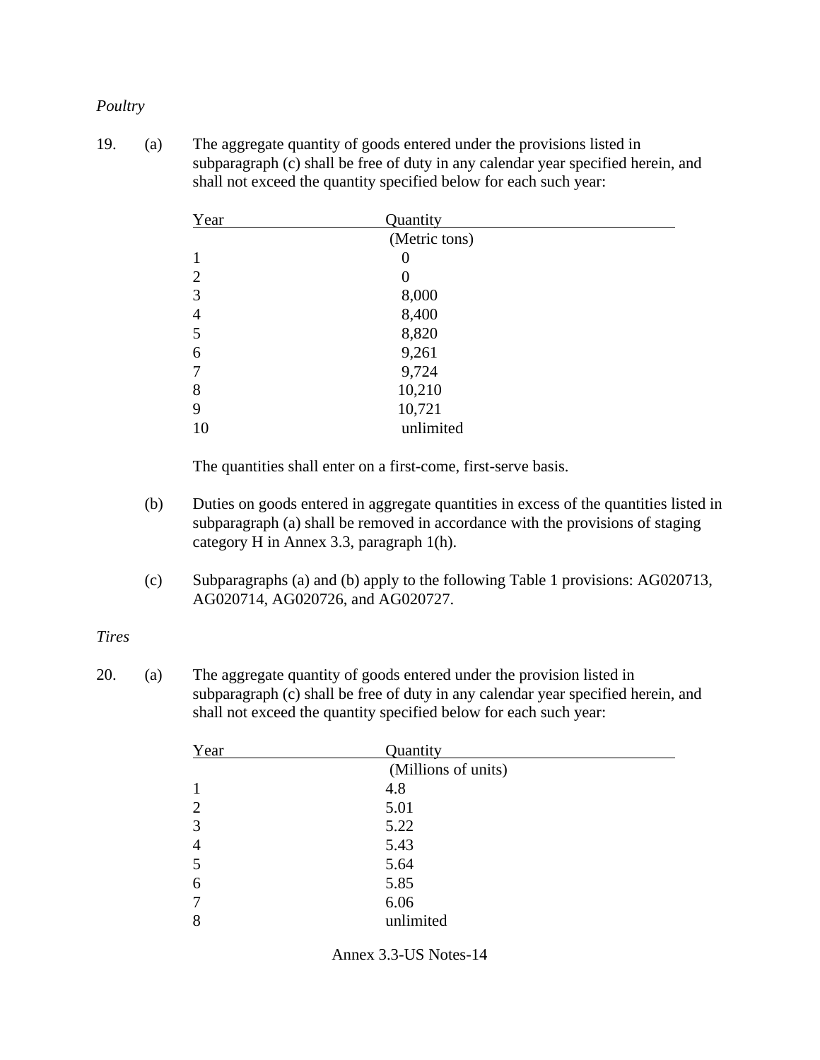*Poultry*

19. (a) The aggregate quantity of goods entered under the provisions listed in subparagraph (c) shall be free of duty in any calendar year specified herein, and shall not exceed the quantity specified below for each such year:

| Year | Quantity |
|---|---|
| | (Metric tons) |
| 1 | 0 |
| 2 | 0 |
| 3 | 8,000 |
| 4 | 8,400 |
| 5 | 8,820 |
| 6 | 9,261 |
| 7 | 9,724 |
| 8 | 10,210 |
| 9 | 10,721 |
| 10 | unlimited |

The quantities shall enter on a first-come, first-serve basis.

(b) Duties on goods entered in aggregate quantities in excess of the quantities listed in subparagraph (a) shall be removed in accordance with the provisions of staging category H in Annex 3.3, paragraph 1(h).

(c) Subparagraphs (a) and (b) apply to the following Table 1 provisions: AG020713, AG020714, AG020726, and AG020727.

*Tires*

20. (a) The aggregate quantity of goods entered under the provision listed in subparagraph (c) shall be free of duty in any calendar year specified herein, and shall not exceed the quantity specified below for each such year:

| Year | Quantity |
|---|---|
| | (Millions of units) |
| 1 | 4.8 |
| 2 | 5.01 |
| 3 | 5.22 |
| 4 | 5.43 |
| 5 | 5.64 |
| 6 | 5.85 |
| 7 | 6.06 |
| 8 | unlimited |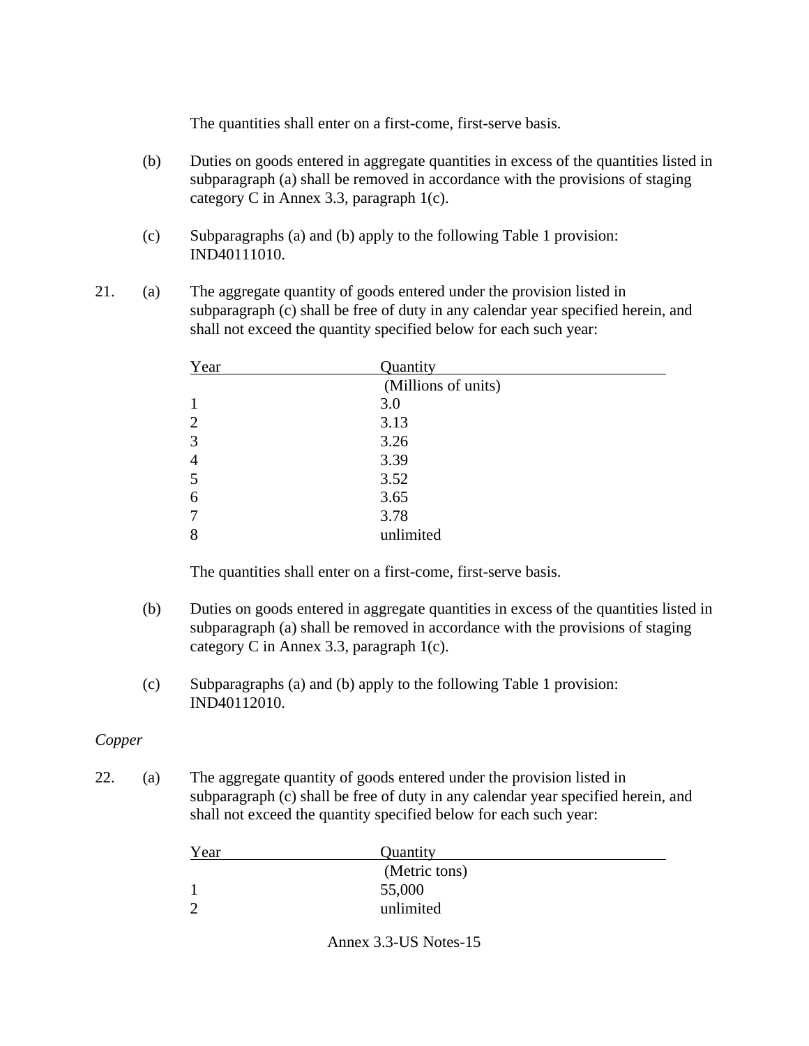The quantities shall enter on a first-come, first-serve basis.

(b) Duties on goods entered in aggregate quantities in excess of the quantities listed in subparagraph (a) shall be removed in accordance with the provisions of staging category C in Annex 3.3, paragraph 1(c).

(c) Subparagraphs (a) and (b) apply to the following Table 1 provision: IND40111010.

21. (a) The aggregate quantity of goods entered under the provision listed in subparagraph (c) shall be free of duty in any calendar year specified herein, and shall not exceed the quantity specified below for each such year:

| Year | Quantity |
|---|---|
| | (Millions of units) |
| 1 | 3.0 |
| 2 | 3.13 |
| 3 | 3.26 |
| 4 | 3.39 |
| 5 | 3.52 |
| 6 | 3.65 |
| 7 | 3.78 |
| 8 | unlimited |

The quantities shall enter on a first-come, first-serve basis.

(b) Duties on goods entered in aggregate quantities in excess of the quantities listed in subparagraph (a) shall be removed in accordance with the provisions of staging category C in Annex 3.3, paragraph 1(c).

(c) Subparagraphs (a) and (b) apply to the following Table 1 provision: IND40112010.

*Copper*

22. (a) The aggregate quantity of goods entered under the provision listed in subparagraph (c) shall be free of duty in any calendar year specified herein, and shall not exceed the quantity specified below for each such year:

| Year | Quantity |
|---|---|
| | (Metric tons) |
| 1 | 55,000 |
| 2 | unlimited |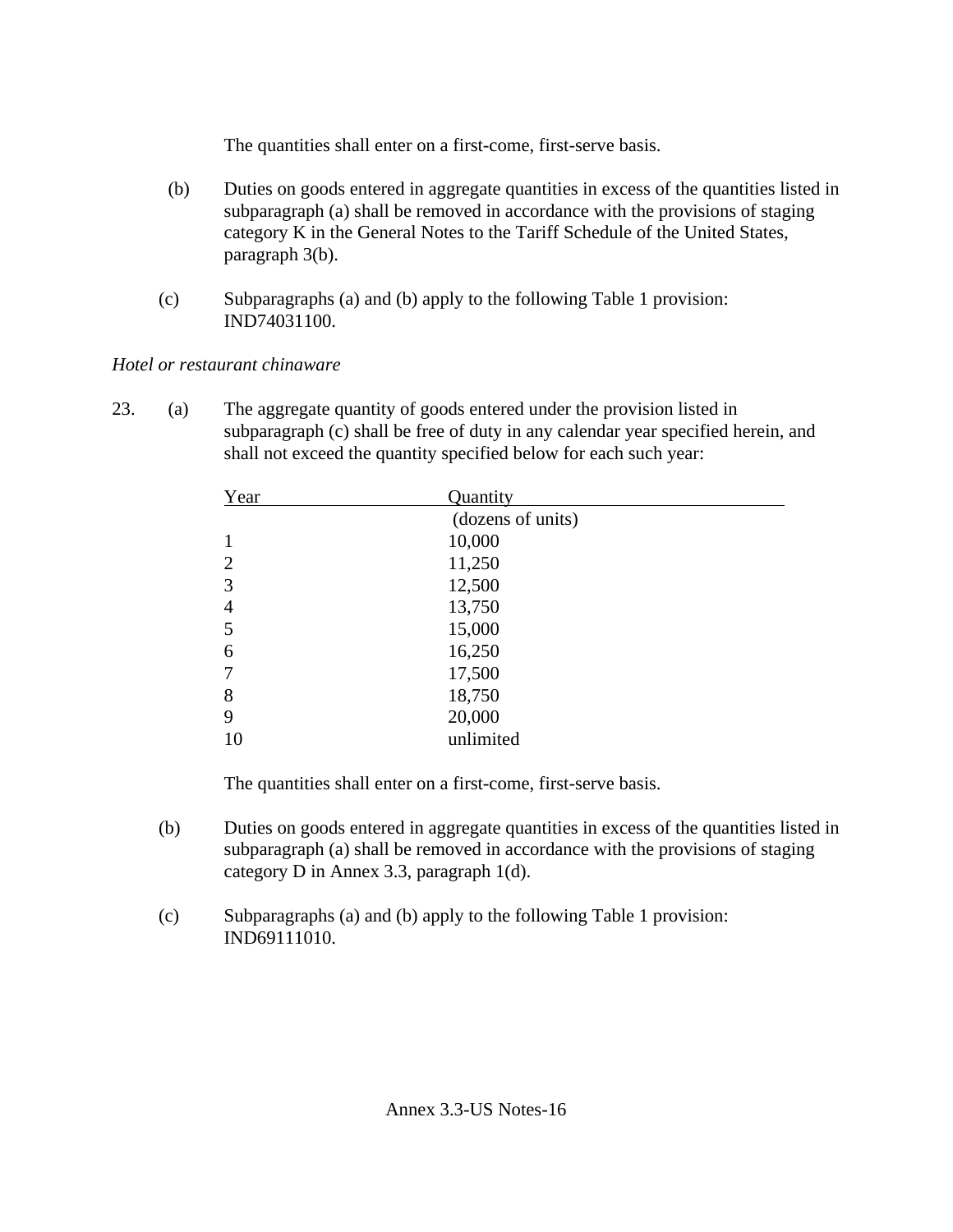The quantities shall enter on a first-come, first-serve basis.

(b) Duties on goods entered in aggregate quantities in excess of the quantities listed in subparagraph (a) shall be removed in accordance with the provisions of staging category K in the General Notes to the Tariff Schedule of the United States, paragraph 3(b).

(c) Subparagraphs (a) and (b) apply to the following Table 1 provision: IND74031100.

*Hotel or restaurant chinaware*

23. (a) The aggregate quantity of goods entered under the provision listed in subparagraph (c) shall be free of duty in any calendar year specified herein, and shall not exceed the quantity specified below for each such year:

| Year | Quantity (dozens of units) |
|---|---|
| 1 | 10,000 |
| 2 | 11,250 |
| 3 | 12,500 |
| 4 | 13,750 |
| 5 | 15,000 |
| 6 | 16,250 |
| 7 | 17,500 |
| 8 | 18,750 |
| 9 | 20,000 |
| 10 | unlimited |

The quantities shall enter on a first-come, first-serve basis.

(b) Duties on goods entered in aggregate quantities in excess of the quantities listed in subparagraph (a) shall be removed in accordance with the provisions of staging category D in Annex 3.3, paragraph 1(d).

(c) Subparagraphs (a) and (b) apply to the following Table 1 provision: IND69111010.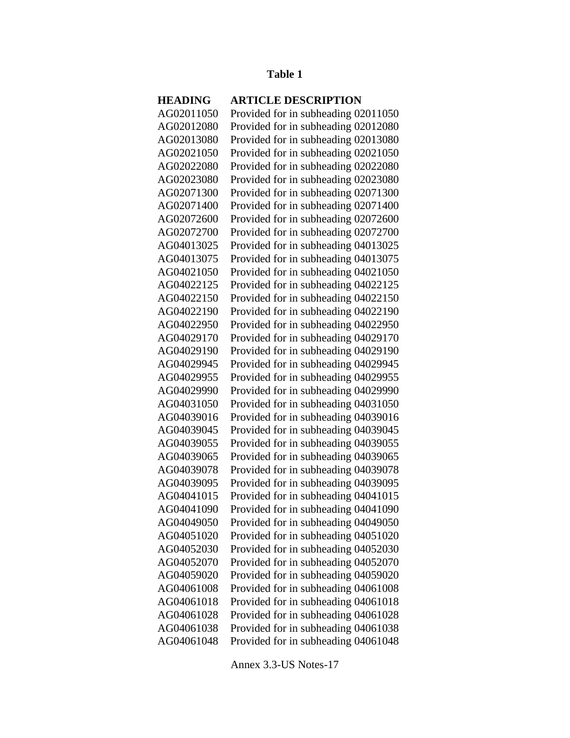**Table 1**

| HEADING | ARTICLE DESCRIPTION |
|---|---|
| AG02011050 | Provided for in subheading 02011050 |
| AG02012080 | Provided for in subheading 02012080 |
| AG02013080 | Provided for in subheading 02013080 |
| AG02021050 | Provided for in subheading 02021050 |
| AG02022080 | Provided for in subheading 02022080 |
| AG02023080 | Provided for in subheading 02023080 |
| AG02071300 | Provided for in subheading 02071300 |
| AG02071400 | Provided for in subheading 02071400 |
| AG02072600 | Provided for in subheading 02072600 |
| AG02072700 | Provided for in subheading 02072700 |
| AG04013025 | Provided for in subheading 04013025 |
| AG04013075 | Provided for in subheading 04013075 |
| AG04021050 | Provided for in subheading 04021050 |
| AG04022125 | Provided for in subheading 04022125 |
| AG04022150 | Provided for in subheading 04022150 |
| AG04022190 | Provided for in subheading 04022190 |
| AG04022950 | Provided for in subheading 04022950 |
| AG04029170 | Provided for in subheading 04029170 |
| AG04029190 | Provided for in subheading 04029190 |
| AG04029945 | Provided for in subheading 04029945 |
| AG04029955 | Provided for in subheading 04029955 |
| AG04029990 | Provided for in subheading 04029990 |
| AG04031050 | Provided for in subheading 04031050 |
| AG04039016 | Provided for in subheading 04039016 |
| AG04039045 | Provided for in subheading 04039045 |
| AG04039055 | Provided for in subheading 04039055 |
| AG04039065 | Provided for in subheading 04039065 |
| AG04039078 | Provided for in subheading 04039078 |
| AG04039095 | Provided for in subheading 04039095 |
| AG04041015 | Provided for in subheading 04041015 |
| AG04041090 | Provided for in subheading 04041090 |
| AG04049050 | Provided for in subheading 04049050 |
| AG04051020 | Provided for in subheading 04051020 |
| AG04052030 | Provided for in subheading 04052030 |
| AG04052070 | Provided for in subheading 04052070 |
| AG04059020 | Provided for in subheading 04059020 |
| AG04061008 | Provided for in subheading 04061008 |
| AG04061018 | Provided for in subheading 04061018 |
| AG04061028 | Provided for in subheading 04061028 |
| AG04061038 | Provided for in subheading 04061038 |
| AG04061048 | Provided for in subheading 04061048 |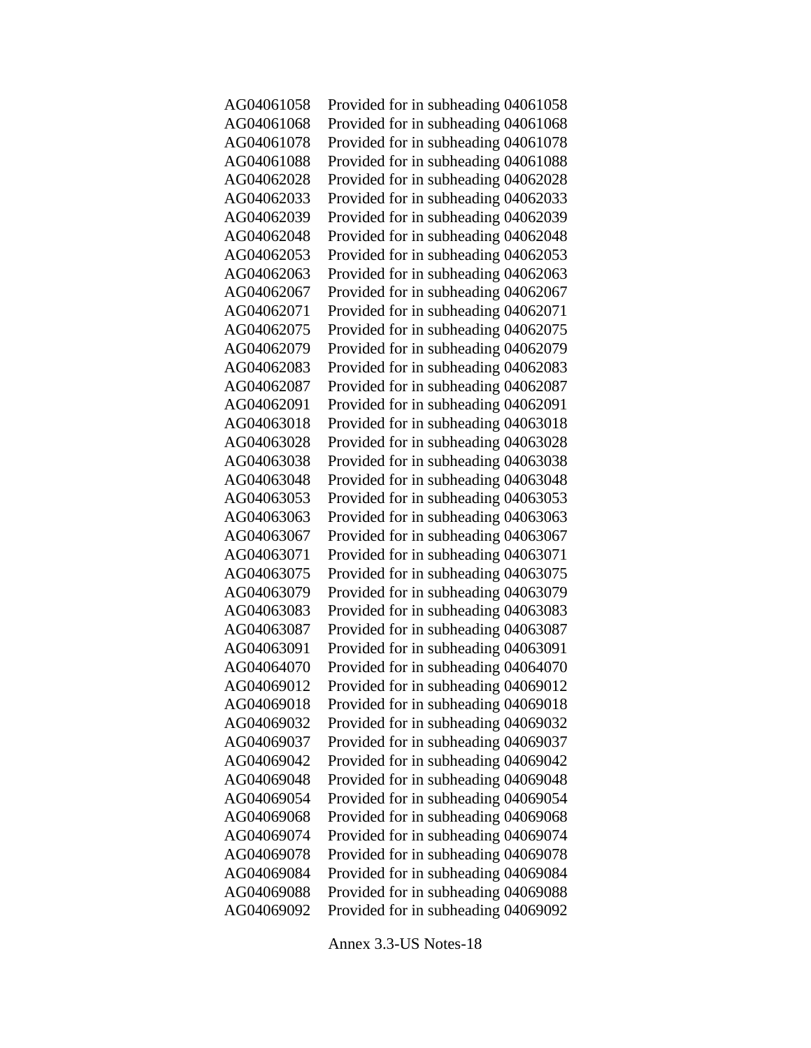AG04061058 Provided for in subheading 04061058
AG04061068 Provided for in subheading 04061068
AG04061078 Provided for in subheading 04061078
AG04061088 Provided for in subheading 04061088
AG04062028 Provided for in subheading 04062028
AG04062033 Provided for in subheading 04062033
AG04062039 Provided for in subheading 04062039
AG04062048 Provided for in subheading 04062048
AG04062053 Provided for in subheading 04062053
AG04062063 Provided for in subheading 04062063
AG04062067 Provided for in subheading 04062067
AG04062071 Provided for in subheading 04062071
AG04062075 Provided for in subheading 04062075
AG04062079 Provided for in subheading 04062079
AG04062083 Provided for in subheading 04062083
AG04062087 Provided for in subheading 04062087
AG04062091 Provided for in subheading 04062091
AG04063018 Provided for in subheading 04063018
AG04063028 Provided for in subheading 04063028
AG04063038 Provided for in subheading 04063038
AG04063048 Provided for in subheading 04063048
AG04063053 Provided for in subheading 04063053
AG04063063 Provided for in subheading 04063063
AG04063067 Provided for in subheading 04063067
AG04063071 Provided for in subheading 04063071
AG04063075 Provided for in subheading 04063075
AG04063079 Provided for in subheading 04063079
AG04063083 Provided for in subheading 04063083
AG04063087 Provided for in subheading 04063087
AG04063091 Provided for in subheading 04063091
AG04064070 Provided for in subheading 04064070
AG04069012 Provided for in subheading 04069012
AG04069018 Provided for in subheading 04069018
AG04069032 Provided for in subheading 04069032
AG04069037 Provided for in subheading 04069037
AG04069042 Provided for in subheading 04069042
AG04069048 Provided for in subheading 04069048
AG04069054 Provided for in subheading 04069054
AG04069068 Provided for in subheading 04069068
AG04069074 Provided for in subheading 04069074
AG04069078 Provided for in subheading 04069078
AG04069084 Provided for in subheading 04069084
AG04069088 Provided for in subheading 04069088
AG04069092 Provided for in subheading 04069092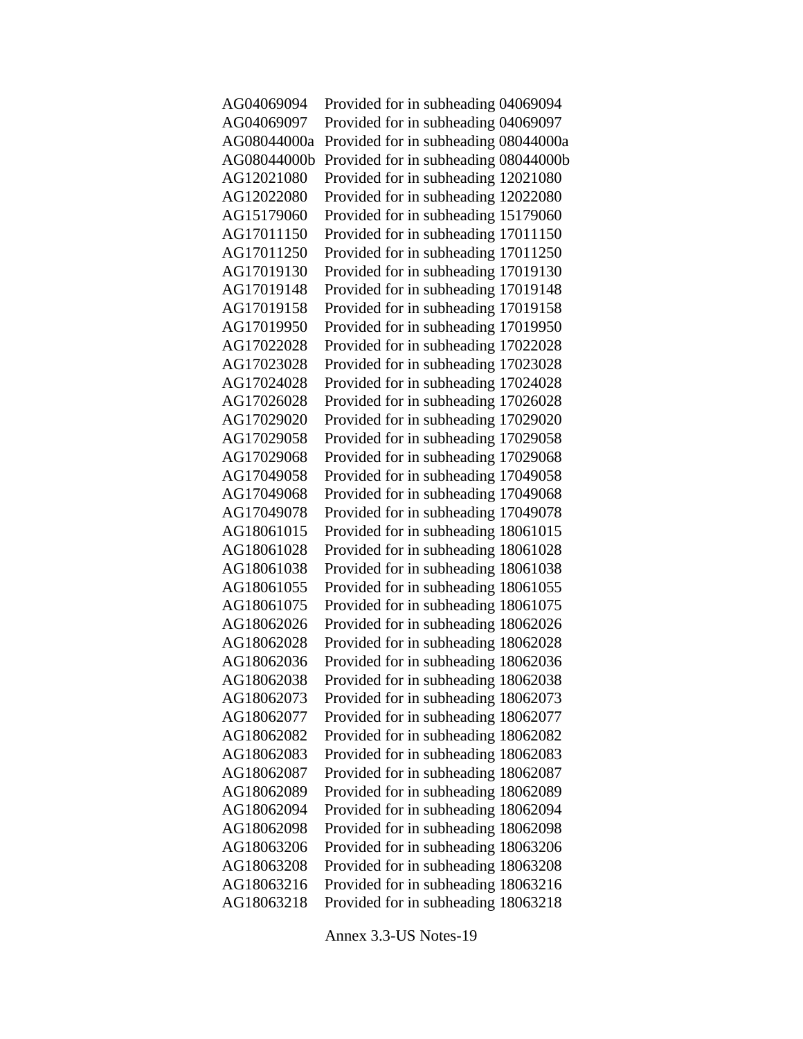| | |
|---|---|
| AG04069094 | Provided for in subheading 04069094 |
| AG04069097 | Provided for in subheading 04069097 |
| AG08044000a | Provided for in subheading 08044000a |
| AG08044000b | Provided for in subheading 08044000b |
| AG12021080 | Provided for in subheading 12021080 |
| AG12022080 | Provided for in subheading 12022080 |
| AG15179060 | Provided for in subheading 15179060 |
| AG17011150 | Provided for in subheading 17011150 |
| AG17011250 | Provided for in subheading 17011250 |
| AG17019130 | Provided for in subheading 17019130 |
| AG17019148 | Provided for in subheading 17019148 |
| AG17019158 | Provided for in subheading 17019158 |
| AG17019950 | Provided for in subheading 17019950 |
| AG17022028 | Provided for in subheading 17022028 |
| AG17023028 | Provided for in subheading 17023028 |
| AG17024028 | Provided for in subheading 17024028 |
| AG17026028 | Provided for in subheading 17026028 |
| AG17029020 | Provided for in subheading 17029020 |
| AG17029058 | Provided for in subheading 17029058 |
| AG17029068 | Provided for in subheading 17029068 |
| AG17049058 | Provided for in subheading 17049058 |
| AG17049068 | Provided for in subheading 17049068 |
| AG17049078 | Provided for in subheading 17049078 |
| AG18061015 | Provided for in subheading 18061015 |
| AG18061028 | Provided for in subheading 18061028 |
| AG18061038 | Provided for in subheading 18061038 |
| AG18061055 | Provided for in subheading 18061055 |
| AG18061075 | Provided for in subheading 18061075 |
| AG18062026 | Provided for in subheading 18062026 |
| AG18062028 | Provided for in subheading 18062028 |
| AG18062036 | Provided for in subheading 18062036 |
| AG18062038 | Provided for in subheading 18062038 |
| AG18062073 | Provided for in subheading 18062073 |
| AG18062077 | Provided for in subheading 18062077 |
| AG18062082 | Provided for in subheading 18062082 |
| AG18062083 | Provided for in subheading 18062083 |
| AG18062087 | Provided for in subheading 18062087 |
| AG18062089 | Provided for in subheading 18062089 |
| AG18062094 | Provided for in subheading 18062094 |
| AG18062098 | Provided for in subheading 18062098 |
| AG18063206 | Provided for in subheading 18063206 |
| AG18063208 | Provided for in subheading 18063208 |
| AG18063216 | Provided for in subheading 18063216 |
| AG18063218 | Provided for in subheading 18063218 |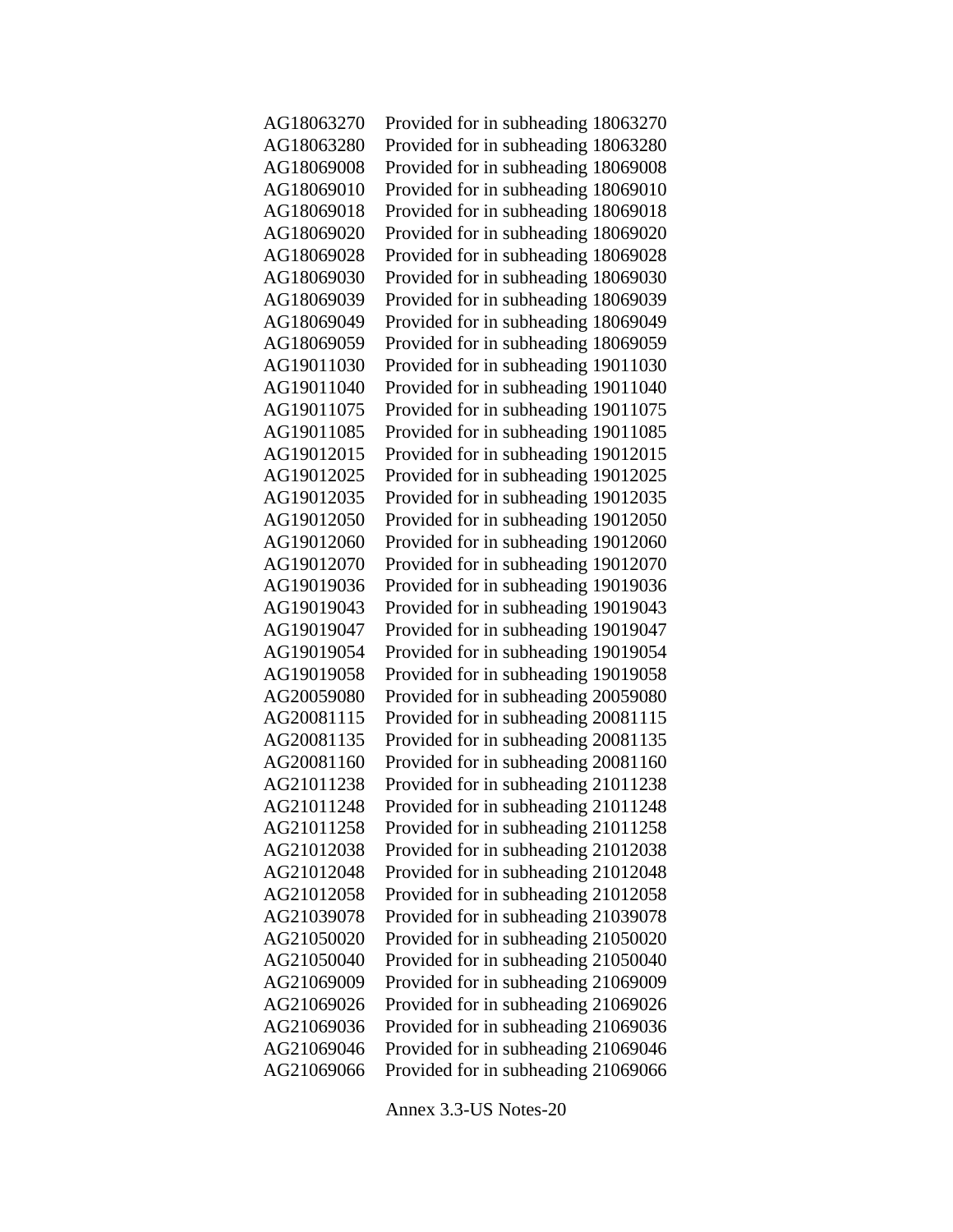| | |
|---|---|
| AG18063270 | Provided for in subheading 18063270 |
| AG18063280 | Provided for in subheading 18063280 |
| AG18069008 | Provided for in subheading 18069008 |
| AG18069010 | Provided for in subheading 18069010 |
| AG18069018 | Provided for in subheading 18069018 |
| AG18069020 | Provided for in subheading 18069020 |
| AG18069028 | Provided for in subheading 18069028 |
| AG18069030 | Provided for in subheading 18069030 |
| AG18069039 | Provided for in subheading 18069039 |
| AG18069049 | Provided for in subheading 18069049 |
| AG18069059 | Provided for in subheading 18069059 |
| AG19011030 | Provided for in subheading 19011030 |
| AG19011040 | Provided for in subheading 19011040 |
| AG19011075 | Provided for in subheading 19011075 |
| AG19011085 | Provided for in subheading 19011085 |
| AG19012015 | Provided for in subheading 19012015 |
| AG19012025 | Provided for in subheading 19012025 |
| AG19012035 | Provided for in subheading 19012035 |
| AG19012050 | Provided for in subheading 19012050 |
| AG19012060 | Provided for in subheading 19012060 |
| AG19012070 | Provided for in subheading 19012070 |
| AG19019036 | Provided for in subheading 19019036 |
| AG19019043 | Provided for in subheading 19019043 |
| AG19019047 | Provided for in subheading 19019047 |
| AG19019054 | Provided for in subheading 19019054 |
| AG19019058 | Provided for in subheading 19019058 |
| AG20059080 | Provided for in subheading 20059080 |
| AG20081115 | Provided for in subheading 20081115 |
| AG20081135 | Provided for in subheading 20081135 |
| AG20081160 | Provided for in subheading 20081160 |
| AG21011238 | Provided for in subheading 21011238 |
| AG21011248 | Provided for in subheading 21011248 |
| AG21011258 | Provided for in subheading 21011258 |
| AG21012038 | Provided for in subheading 21012038 |
| AG21012048 | Provided for in subheading 21012048 |
| AG21012058 | Provided for in subheading 21012058 |
| AG21039078 | Provided for in subheading 21039078 |
| AG21050020 | Provided for in subheading 21050020 |
| AG21050040 | Provided for in subheading 21050040 |
| AG21069009 | Provided for in subheading 21069009 |
| AG21069026 | Provided for in subheading 21069026 |
| AG21069036 | Provided for in subheading 21069036 |
| AG21069046 | Provided for in subheading 21069046 |
| AG21069066 | Provided for in subheading 21069066 |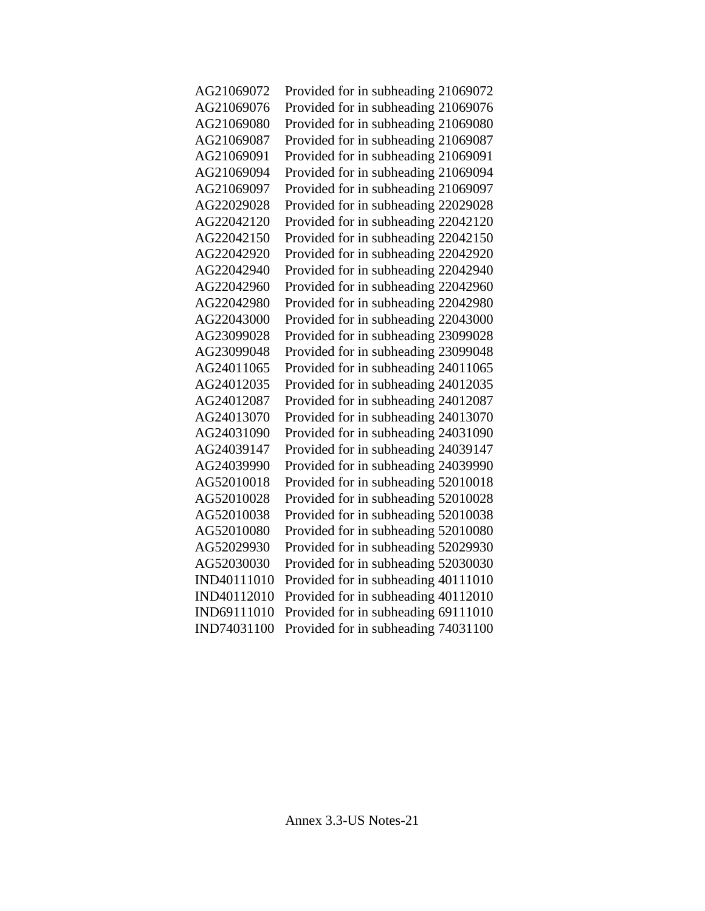| | |
|---|---|
| AG21069072 | Provided for in subheading 21069072 |
| AG21069076 | Provided for in subheading 21069076 |
| AG21069080 | Provided for in subheading 21069080 |
| AG21069087 | Provided for in subheading 21069087 |
| AG21069091 | Provided for in subheading 21069091 |
| AG21069094 | Provided for in subheading 21069094 |
| AG21069097 | Provided for in subheading 21069097 |
| AG22029028 | Provided for in subheading 22029028 |
| AG22042120 | Provided for in subheading 22042120 |
| AG22042150 | Provided for in subheading 22042150 |
| AG22042920 | Provided for in subheading 22042920 |
| AG22042940 | Provided for in subheading 22042940 |
| AG22042960 | Provided for in subheading 22042960 |
| AG22042980 | Provided for in subheading 22042980 |
| AG22043000 | Provided for in subheading 22043000 |
| AG23099028 | Provided for in subheading 23099028 |
| AG23099048 | Provided for in subheading 23099048 |
| AG24011065 | Provided for in subheading 24011065 |
| AG24012035 | Provided for in subheading 24012035 |
| AG24012087 | Provided for in subheading 24012087 |
| AG24013070 | Provided for in subheading 24013070 |
| AG24031090 | Provided for in subheading 24031090 |
| AG24039147 | Provided for in subheading 24039147 |
| AG24039990 | Provided for in subheading 24039990 |
| AG52010018 | Provided for in subheading 52010018 |
| AG52010028 | Provided for in subheading 52010028 |
| AG52010038 | Provided for in subheading 52010038 |
| AG52010080 | Provided for in subheading 52010080 |
| AG52029930 | Provided for in subheading 52029930 |
| AG52030030 | Provided for in subheading 52030030 |
| IND40111010 | Provided for in subheading 40111010 |
| IND40112010 | Provided for in subheading 40112010 |
| IND69111010 | Provided for in subheading 69111010 |
| IND74031100 | Provided for in subheading 74031100 |